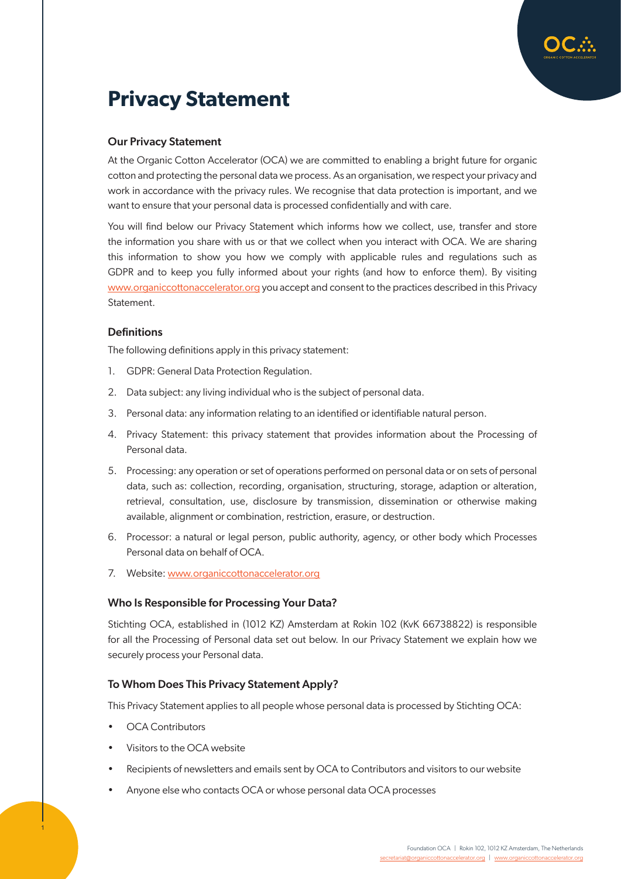# Privacy Statement

### Our Privacy Statement

At the Organic Cotton Accelerator (OCA) we are committed to enabling a bright future for organic cotton and protecting the personal data we process. As an organisation, we respect your privacy and work in accordance with the privacy rules. We recognise that data protection is important, and we want to ensure that your personal data is processed confidentially and with care.

You will find below our Privacy Statement which informs how we collect, use, transfer and store the information you share with us or that we collect when you interact with OCA. We are sharing this information to show you how we comply with applicable rules and regulations such as GDPR and to keep you fully informed about your rights (and how to enforce them). By visiting www.organiccottonaccelerator.org you accept and consent to the practices described in this Privacy Statement.

### Definitions

The following definitions apply in this privacy statement:

1. GDPR: General Data Protection Regulation.
2. Data subject: any living individual who is the subject of personal data.
3. Personal data: any information relating to an identified or identifiable natural person.
4. Privacy Statement: this privacy statement that provides information about the Processing of Personal data.
5. Processing: any operation or set of operations performed on personal data or on sets of personal data, such as: collection, recording, organisation, structuring, storage, adaption or alteration, retrieval, consultation, use, disclosure by transmission, dissemination or otherwise making available, alignment or combination, restriction, erasure, or destruction.
6. Processor: a natural or legal person, public authority, agency, or other body which Processes Personal data on behalf of OCA.
7. Website: www.organiccottonaccelerator.org

### Who Is Responsible for Processing Your Data?

Stichting OCA, established in (1012 KZ) Amsterdam at Rokin 102 (KvK 66738822) is responsible for all the Processing of Personal data set out below. In our Privacy Statement we explain how we securely process your Personal data.

### To Whom Does This Privacy Statement Apply?

This Privacy Statement applies to all people whose personal data is processed by Stichting OCA:

- OCA Contributors
- Visitors to the OCA website
- Recipients of newsletters and emails sent by OCA to Contributors and visitors to our website
- Anyone else who contacts OCA or whose personal data OCA processes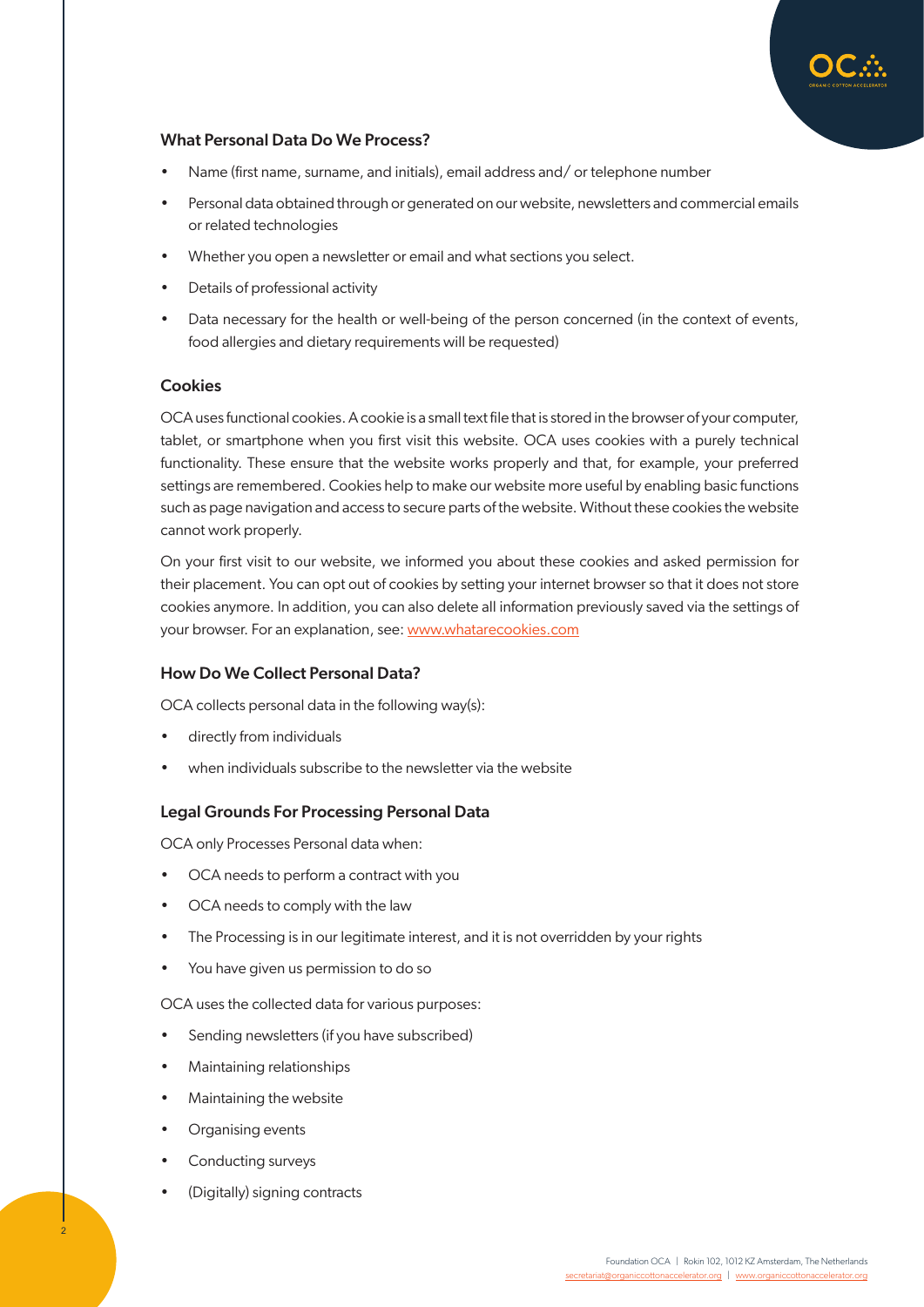### What Personal Data Do We Process?

- Name (first name, surname, and initials), email address and/ or telephone number
- Personal data obtained through or generated on our website, newsletters and commercial emails or related technologies
- Whether you open a newsletter or email and what sections you select.
- Details of professional activity
- Data necessary for the health or well-being of the person concerned (in the context of events, food allergies and dietary requirements will be requested)

### Cookies

OCA uses functional cookies. A cookie is a small text file that is stored in the browser of your computer, tablet, or smartphone when you first visit this website. OCA uses cookies with a purely technical functionality. These ensure that the website works properly and that, for example, your preferred settings are remembered. Cookies help to make our website more useful by enabling basic functions such as page navigation and access to secure parts of the website. Without these cookies the website cannot work properly.

On your first visit to our website, we informed you about these cookies and asked permission for their placement. You can opt out of cookies by setting your internet browser so that it does not store cookies anymore. In addition, you can also delete all information previously saved via the settings of your browser. For an explanation, see: [www.whatarecookies.com](http://www.whatarecookies.com)

### How Do We Collect Personal Data?

OCA collects personal data in the following way(s):

- directly from individuals
- when individuals subscribe to the newsletter via the website

### Legal Grounds For Processing Personal Data

OCA only Processes Personal data when:

- OCA needs to perform a contract with you
- OCA needs to comply with the law
- The Processing is in our legitimate interest, and it is not overridden by your rights
- You have given us permission to do so

OCA uses the collected data for various purposes:

- Sending newsletters (if you have subscribed)
- Maintaining relationships
- Maintaining the website
- Organising events
- Conducting surveys
- (Digitally) signing contracts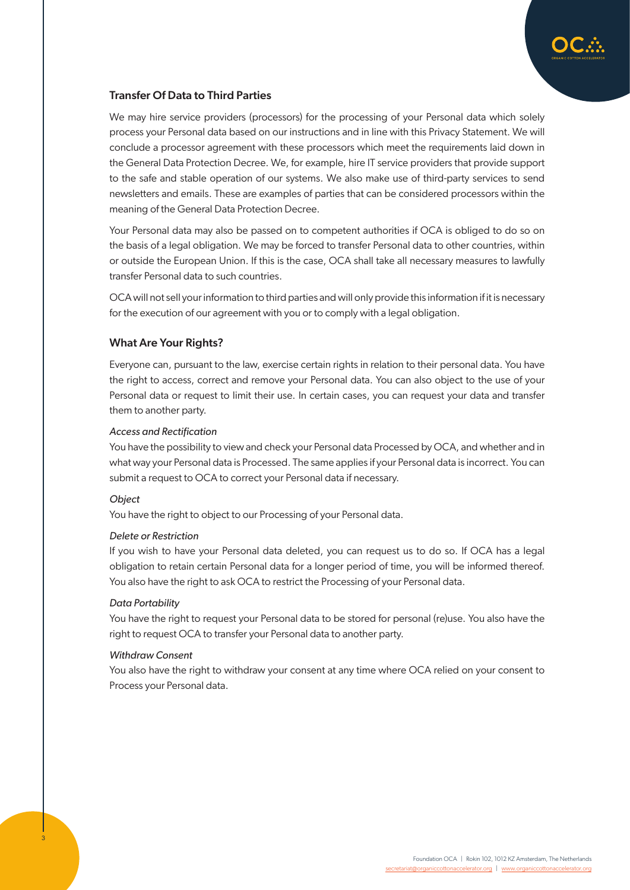## Transfer Of Data to Third Parties

We may hire service providers (processors) for the processing of your Personal data which solely process your Personal data based on our instructions and in line with this Privacy Statement. We will conclude a processor agreement with these processors which meet the requirements laid down in the General Data Protection Decree. We, for example, hire IT service providers that provide support to the safe and stable operation of our systems. We also make use of third-party services to send newsletters and emails. These are examples of parties that can be considered processors within the meaning of the General Data Protection Decree.

Your Personal data may also be passed on to competent authorities if OCA is obliged to do so on the basis of a legal obligation. We may be forced to transfer Personal data to other countries, within or outside the European Union. If this is the case, OCA shall take all necessary measures to lawfully transfer Personal data to such countries.

OCA will not sell your information to third parties and will only provide this information if it is necessary for the execution of our agreement with you or to comply with a legal obligation.

## What Are Your Rights?

Everyone can, pursuant to the law, exercise certain rights in relation to their personal data. You have the right to access, correct and remove your Personal data. You can also object to the use of your Personal data or request to limit their use. In certain cases, you can request your data and transfer them to another party.

*Access and Rectification*

You have the possibility to view and check your Personal data Processed by OCA, and whether and in what way your Personal data is Processed. The same applies if your Personal data is incorrect. You can submit a request to OCA to correct your Personal data if necessary.

*Object*

You have the right to object to our Processing of your Personal data.

*Delete or Restriction*

If you wish to have your Personal data deleted, you can request us to do so. If OCA has a legal obligation to retain certain Personal data for a longer period of time, you will be informed thereof. You also have the right to ask OCA to restrict the Processing of your Personal data.

*Data Portability*

You have the right to request your Personal data to be stored for personal (re)use. You also have the right to request OCA to transfer your Personal data to another party.

*Withdraw Consent*

You also have the right to withdraw your consent at any time where OCA relied on your consent to Process your Personal data.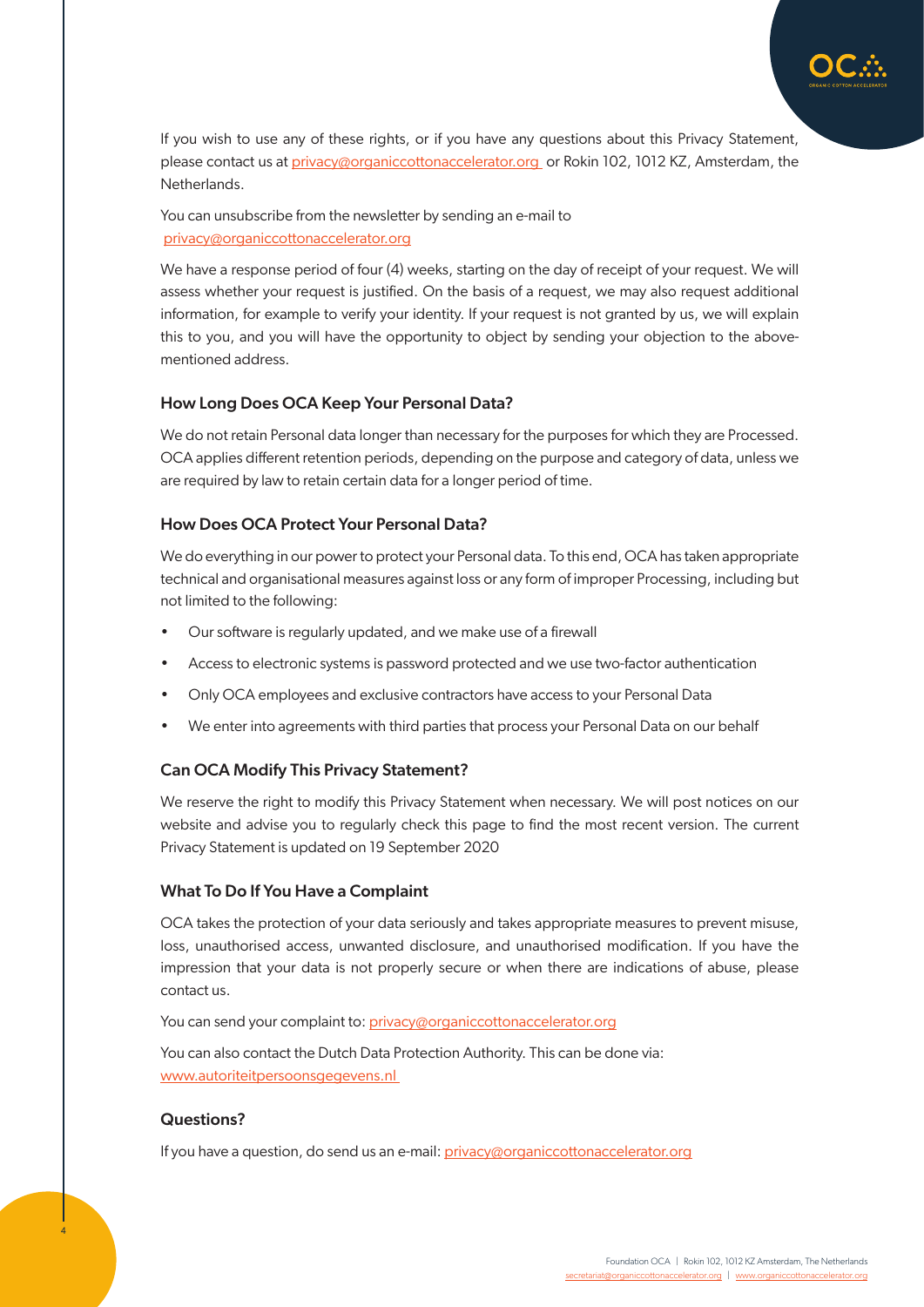If you wish to use any of these rights, or if you have any questions about this Privacy Statement, please contact us at privacy@organiccottonaccelerator.org or Rokin 102, 1012 KZ, Amsterdam, the Netherlands.

You can unsubscribe from the newsletter by sending an e-mail to privacy@organiccottonaccelerator.org

We have a response period of four (4) weeks, starting on the day of receipt of your request. We will assess whether your request is justified. On the basis of a request, we may also request additional information, for example to verify your identity. If your request is not granted by us, we will explain this to you, and you will have the opportunity to object by sending your objection to the above-mentioned address.

### How Long Does OCA Keep Your Personal Data?

We do not retain Personal data longer than necessary for the purposes for which they are Processed. OCA applies different retention periods, depending on the purpose and category of data, unless we are required by law to retain certain data for a longer period of time.

### How Does OCA Protect Your Personal Data?

We do everything in our power to protect your Personal data. To this end, OCA has taken appropriate technical and organisational measures against loss or any form of improper Processing, including but not limited to the following:

- Our software is regularly updated, and we make use of a firewall
- Access to electronic systems is password protected and we use two-factor authentication
- Only OCA employees and exclusive contractors have access to your Personal Data
- We enter into agreements with third parties that process your Personal Data on our behalf

### Can OCA Modify This Privacy Statement?

We reserve the right to modify this Privacy Statement when necessary. We will post notices on our website and advise you to regularly check this page to find the most recent version. The current Privacy Statement is updated on 19 September 2020

### What To Do If You Have a Complaint

OCA takes the protection of your data seriously and takes appropriate measures to prevent misuse, loss, unauthorised access, unwanted disclosure, and unauthorised modification. If you have the impression that your data is not properly secure or when there are indications of abuse, please contact us.

You can send your complaint to: privacy@organiccottonaccelerator.org

You can also contact the Dutch Data Protection Authority. This can be done via: www.autoriteitpersoonsgegevens.nl

### Questions?

If you have a question, do send us an e-mail: privacy@organiccottonaccelerator.org